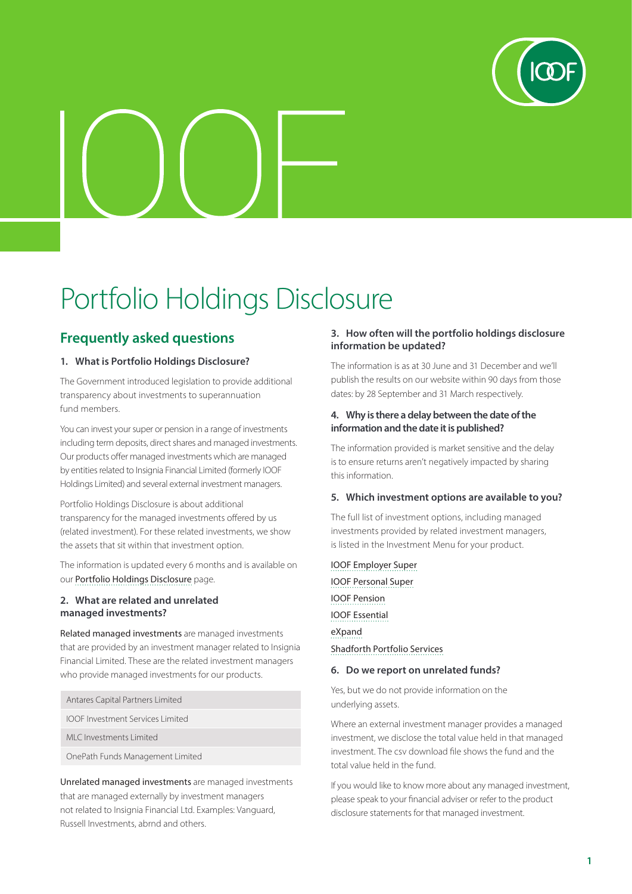# Portfolio Holdings Disclosure

## Frequently asked questions

### 1. What is Portfolio Holdings Disclosure?

The Government introduced legislation to provide additional transparency about investments to superannuation fund members.

You can invest your super or pension in a range of investments including term deposits, direct shares and managed investments. Our products offer managed investments which are managed by entities related to Insignia Financial Limited (formerly IOOF Holdings Limited) and several external investment managers.

Portfolio Holdings Disclosure is about additional transparency for the managed investments offered by us (related investment). For these related investments, we show the assets that sit within that investment option.

The information is updated every 6 months and is available on our Portfolio Holdings Disclosure page.

### 2. What are related and unrelated managed investments?

Related managed investments are managed investments that are provided by an investment manager related to Insignia Financial Limited. These are the related investment managers who provide managed investments for our products.

- Antares Capital Partners Limited
- IOOF Investment Services Limited
- MLC Investments Limited
- OnePath Funds Management Limited

Unrelated managed investments are managed investments that are managed externally by investment managers not related to Insignia Financial Ltd. Examples: Vanguard, Russell Investments, abrnd and others.

### 3. How often will the portfolio holdings disclosure information be updated?

The information is as at 30 June and 31 December and we'll publish the results on our website within 90 days from those dates: by 28 September and 31 March respectively.

### 4. Why is there a delay between the date of the information and the date it is published?

The information provided is market sensitive and the delay is to ensure returns aren't negatively impacted by sharing this information.

### 5. Which investment options are available to you?

The full list of investment options, including managed investments provided by related investment managers, is listed in the Investment Menu for your product.

- IOOF Employer Super
- IOOF Personal Super
- IOOF Pension
- IOOF Essential
- eXpand
- Shadforth Portfolio Services

### 6. Do we report on unrelated funds?

Yes, but we do not provide information on the underlying assets.

Where an external investment manager provides a managed investment, we disclose the total value held in that managed investment. The csv download file shows the fund and the total value held in the fund.

If you would like to know more about any managed investment, please speak to your financial adviser or refer to the product disclosure statements for that managed investment.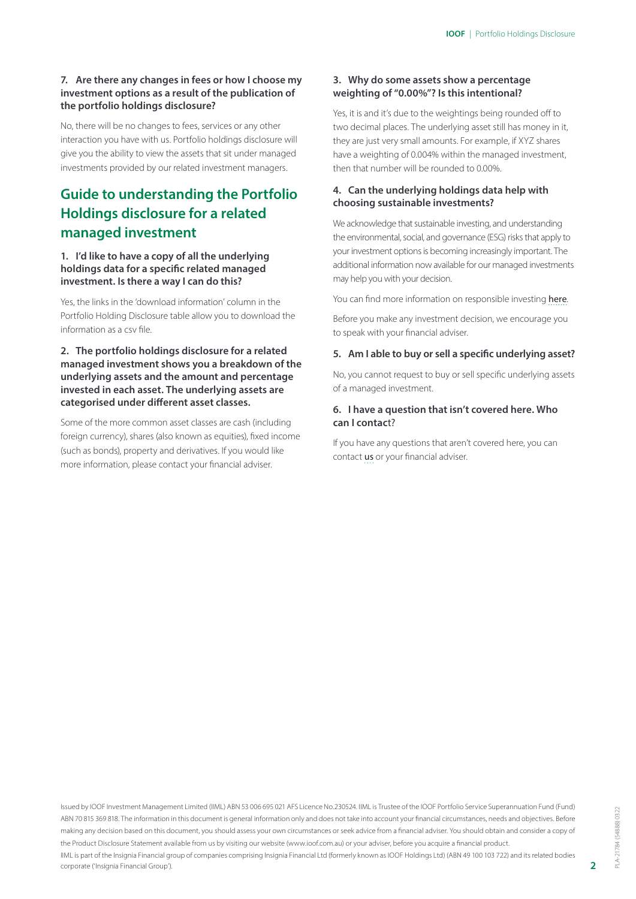**7. Are there any changes in fees or how I choose my investment options as a result of the publication of the portfolio holdings disclosure?**

No, there will be no changes to fees, services or any other interaction you have with us. Portfolio holdings disclosure will give you the ability to view the assets that sit under managed investments provided by our related investment managers.

## Guide to understanding the Portfolio Holdings disclosure for a related managed investment

**1. I'd like to have a copy of all the underlying holdings data for a specific related managed investment. Is there a way I can do this?**

Yes, the links in the 'download information' column in the Portfolio Holding Disclosure table allow you to download the information as a csv file.

**2. The portfolio holdings disclosure for a related managed investment shows you a breakdown of the underlying assets and the amount and percentage invested in each asset. The underlying assets are categorised under different asset classes.**

Some of the more common asset classes are cash (including foreign currency), shares (also known as equities), fixed income (such as bonds), property and derivatives. If you would like more information, please contact your financial adviser.

**3. Why do some assets show a percentage weighting of "0.00%"? Is this intentional?**

Yes, it is and it's due to the weightings being rounded off to two decimal places. The underlying asset still has money in it, they are just very small amounts. For example, if XYZ shares have a weighting of 0.004% within the managed investment, then that number will be rounded to 0.00%.

**4. Can the underlying holdings data help with choosing sustainable investments?**

We acknowledge that sustainable investing, and understanding the environmental, social, and governance (ESG) risks that apply to your investment options is becoming increasingly important. The additional information now available for our managed investments may help you with your decision.

You can find more information on responsible investing here.

Before you make any investment decision, we encourage you to speak with your financial adviser.

**5. Am I able to buy or sell a specific underlying asset?**

No, you cannot request to buy or sell specific underlying assets of a managed investment.

**6. I have a question that isn't covered here. Who can I contact?**

If you have any questions that aren't covered here, you can contact us or your financial adviser.

Issued by IOOF Investment Management Limited (IIML) ABN 53 006 695 021 AFS Licence No.230524. IIML is Trustee of the IOOF Portfolio Service Superannuation Fund (Fund) ABN 70 815 369 818. The information in this document is general information only and does not take into account your financial circumstances, needs and objectives. Before making any decision based on this document, you should assess your own circumstances or seek advice from a financial adviser. You should obtain and consider a copy of the Product Disclosure Statement available from us by visiting our website (www.ioof.com.au) or your adviser, before you acquire a financial product.

IIML is part of the Insignia Financial group of companies comprising Insignia Financial Ltd (formerly known as IOOF Holdings Ltd) (ABN 49 100 103 722) and its related bodies corporate ('Insignia Financial Group').

PLA-21784 (54888) 03.22